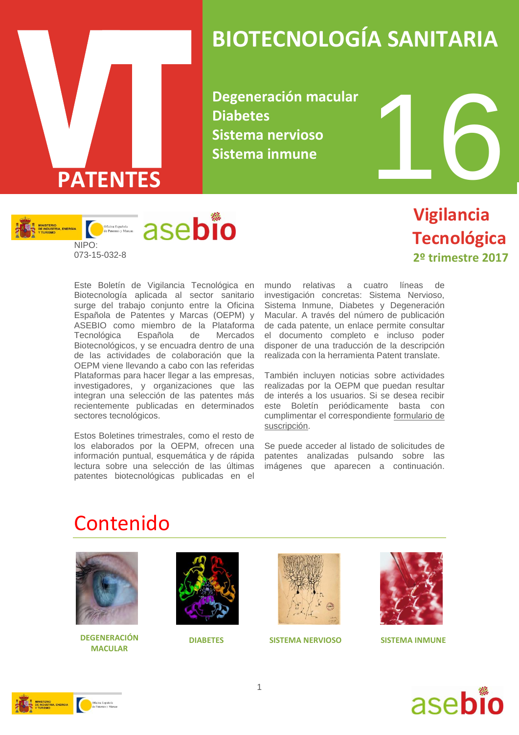# BIOTECNOLOGÍA SANITARIA

VT PATENTES

**Degeneración macular**
**Diabetes**
**Sistema nervioso**
**Sistema inmune**

16

NIPO: 073-15-032-8

## Vigilancia Tecnológica

**2º trimestre 2017**

Este Boletín de Vigilancia Tecnológica en Biotecnología aplicada al sector sanitario surge del trabajo conjunto entre la Oficina Española de Patentes y Marcas (OEPM) y ASEBIO como miembro de la Plataforma Tecnológica Española de Mercados Biotecnológicos, y se encuadra dentro de una de las actividades de colaboración que la OEPM viene llevando a cabo con las referidas Plataformas para hacer llegar a las empresas, investigadores, y organizaciones que las integran una selección de las patentes más recientemente publicadas en determinados sectores tecnológicos.

Estos Boletines trimestrales, como el resto de los elaborados por la OEPM, ofrecen una información puntual, esquemática y de rápida lectura sobre una selección de las últimas patentes biotecnológicas publicadas en el mundo relativas a cuatro líneas de investigación concretas: Sistema Nervioso, Sistema Inmune, Diabetes y Degeneración Macular. A través del número de publicación de cada patente, un enlace permite consultar el documento completo e incluso poder disponer de una traducción de la descripción realizada con la herramienta Patent translate.

También incluyen noticias sobre actividades realizadas por la OEPM que puedan resultar de interés a los usuarios. Si se desea recibir este Boletín periódicamente basta con cumplimentar el correspondiente formulario de suscripción.

Se puede acceder al listado de solicitudes de patentes analizadas pulsando sobre las imágenes que aparecen a continuación.

# Contenido

DEGENERACIÓN MACULAR

DIABETES

SISTEMA NERVIOSO

SISTEMA INMUNE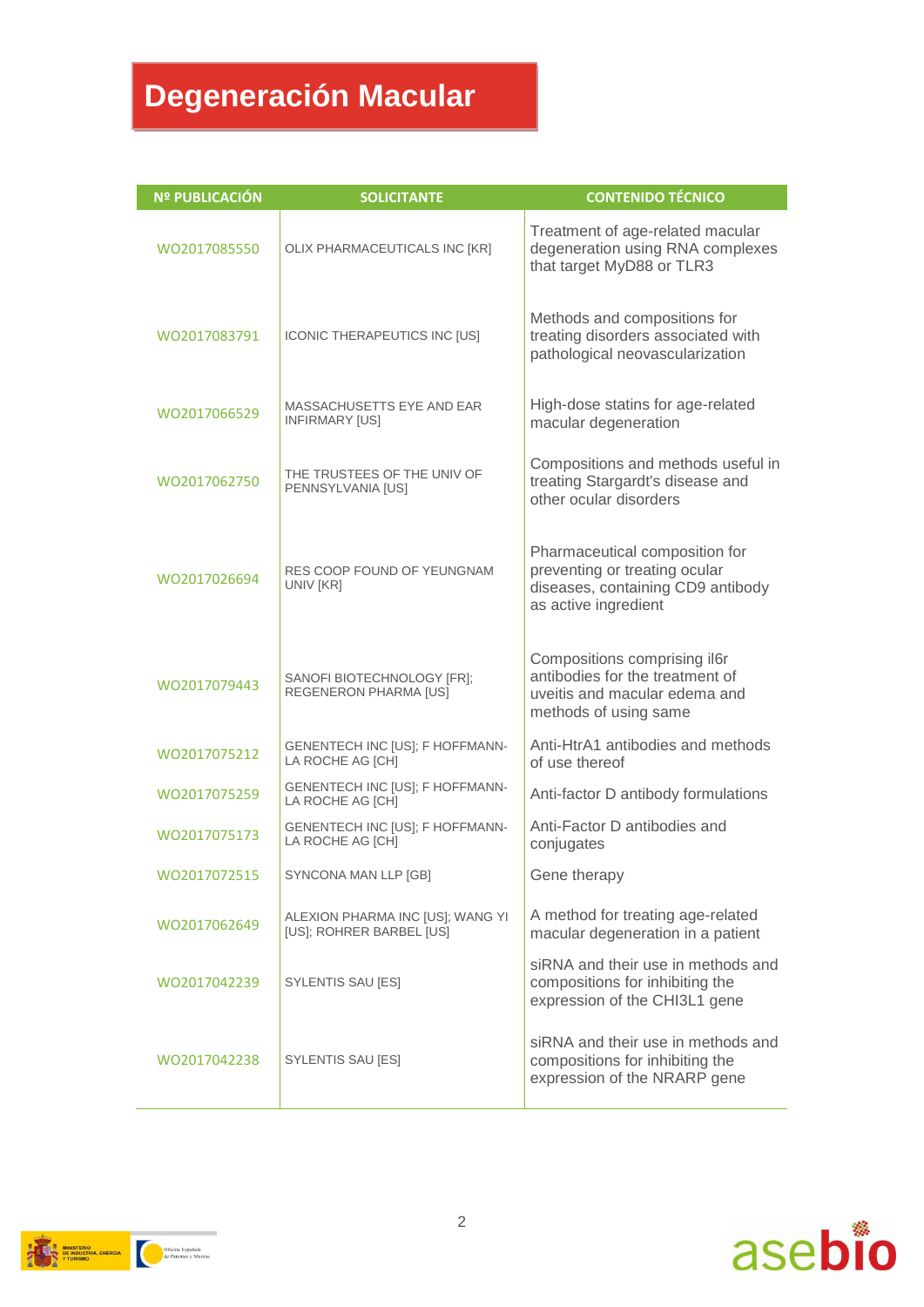# Degeneración Macular

| Nº PUBLICACIÓN | SOLICITANTE | CONTENIDO TÉCNICO |
| --- | --- | --- |
| WO2017085550 | OLIX PHARMACEUTICALS INC [KR] | Treatment of age-related macular degeneration using RNA complexes that target MyD88 or TLR3 |
| WO2017083791 | ICONIC THERAPEUTICS INC [US] | Methods and compositions for treating disorders associated with pathological neovascularization |
| WO2017066529 | MASSACHUSETTS EYE AND EAR INFIRMARY [US] | High-dose statins for age-related macular degeneration |
| WO2017062750 | THE TRUSTEES OF THE UNIV OF PENNSYLVANIA [US] | Compositions and methods useful in treating Stargardt's disease and other ocular disorders |
| WO2017026694 | RES COOP FOUND OF YEUNGNAM UNIV [KR] | Pharmaceutical composition for preventing or treating ocular diseases, containing CD9 antibody as active ingredient |
| WO2017079443 | SANOFI BIOTECHNOLOGY [FR]; REGENERON PHARMA [US] | Compositions comprising il6r antibodies for the treatment of uveitis and macular edema and methods of using same |
| WO2017075212 | GENENTECH INC [US]; F HOFFMANN-LA ROCHE AG [CH] | Anti-HtrA1 antibodies and methods of use thereof |
| WO2017075259 | GENENTECH INC [US]; F HOFFMANN-LA ROCHE AG [CH] | Anti-factor D antibody formulations |
| WO2017075173 | GENENTECH INC [US]; F HOFFMANN-LA ROCHE AG [CH] | Anti-Factor D antibodies and conjugates |
| WO2017072515 | SYNCONA MAN LLP [GB] | Gene therapy |
| WO2017062649 | ALEXION PHARMA INC [US]; WANG YI [US]; ROHRER BARBEL [US] | A method for treating age-related macular degeneration in a patient |
| WO2017042239 | SYLENTIS SAU [ES] | siRNA and their use in methods and compositions for inhibiting the expression of the CHI3L1 gene |
| WO2017042238 | SYLENTIS SAU [ES] | siRNA and their use in methods and compositions for inhibiting the expression of the NRARP gene |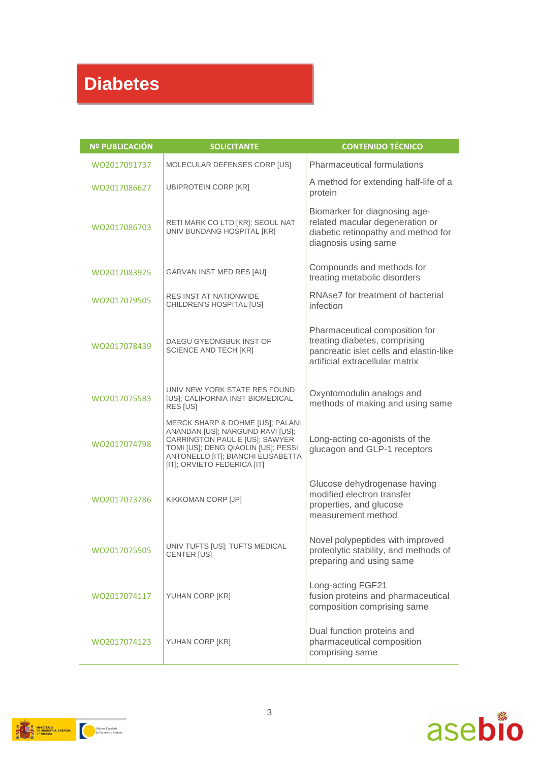# Diabetes

| Nº PUBLICACIÓN | SOLICITANTE | CONTENIDO TÉCNICO |
|---|---|---|
| WO2017091737 | MOLECULAR DEFENSES CORP [US] | Pharmaceutical formulations |
| WO2017086627 | UBIPROTEIN CORP [KR] | A method for extending half-life of a protein |
| WO2017086703 | RETI MARK CO LTD [KR]; SEOUL NAT UNIV BUNDANG HOSPITAL [KR] | Biomarker for diagnosing age-related macular degeneration or diabetic retinopathy and method for diagnosis using same |
| WO2017083925 | GARVAN INST MED RES [AU] | Compounds and methods for treating metabolic disorders |
| WO2017079505 | RES INST AT NATIONWIDE CHILDREN'S HOSPITAL [US] | RNAse7 for treatment of bacterial infection |
| WO2017078439 | DAEGU GYEONGBUK INST OF SCIENCE AND TECH [KR] | Pharmaceutical composition for treating diabetes, comprising pancreatic islet cells and elastin-like artificial extracellular matrix |
| WO2017075583 | UNIV NEW YORK STATE RES FOUND [US]; CALIFORNIA INST BIOMEDICAL RES [US] | Oxyntomodulin analogs and methods of making and using same |
| WO2017074798 | MERCK SHARP & DOHME [US]; PALANI ANANDAN [US]; NARGUND RAVI [US]; CARRINGTON PAUL E [US]; SAWYER TOMI [US]; DENG QIAOLIN [US]; PESSI ANTONELLO [IT]; BIANCHI ELISABETTA [IT]; ORVIETO FEDERICA [IT] | Long-acting co-agonists of the glucagon and GLP-1 receptors |
| WO2017073786 | KIKKOMAN CORP [JP] | Glucose dehydrogenase having modified electron transfer properties, and glucose measurement method |
| WO2017075505 | UNIV TUFTS [US]; TUFTS MEDICAL CENTER [US] | Novel polypeptides with improved proteolytic stability, and methods of preparing and using same |
| WO2017074117 | YUHAN CORP [KR] | Long-acting FGF21 fusion proteins and pharmaceutical composition comprising same |
| WO2017074123 | YUHAN CORP [KR] | Dual function proteins and pharmaceutical composition comprising same |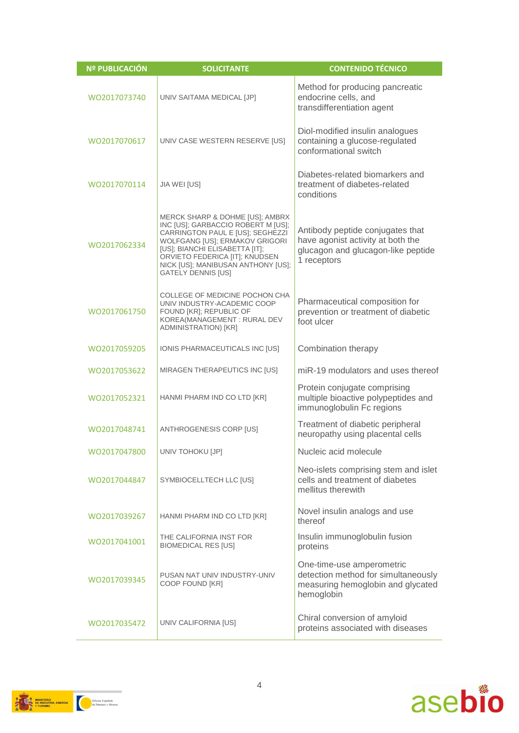| Nº PUBLICACIÓN | SOLICITANTE | CONTENIDO TÉCNICO |
|---|---|---|
| WO2017073740 | UNIV SAITAMA MEDICAL [JP] | Method for producing pancreatic endocrine cells, and transdifferentiation agent |
| WO2017070617 | UNIV CASE WESTERN RESERVE [US] | Diol-modified insulin analogues containing a glucose-regulated conformational switch |
| WO2017070114 | JIA WEI [US] | Diabetes-related biomarkers and treatment of diabetes-related conditions |
| WO2017062334 | MERCK SHARP & DOHME [US]; AMBRX INC [US]; GARBACCIO ROBERT M [US]; CARRINGTON PAUL E [US]; SEGHEZZI WOLFGANG [US]; ERMAKOV GRIGORI [US]; BIANCHI ELISABETTA [IT]; ORVIETO FEDERICA [IT]; KNUDSEN NICK [US]; MANIBUSAN ANTHONY [US]; GATELY DENNIS [US] | Antibody peptide conjugates that have agonist activity at both the glucagon and glucagon-like peptide 1 receptors |
| WO2017061750 | COLLEGE OF MEDICINE POCHON CHA UNIV INDUSTRY-ACADEMIC COOP FOUND [KR]; REPUBLIC OF KOREA(MANAGEMENT : RURAL DEV ADMINISTRATION) [KR] | Pharmaceutical composition for prevention or treatment of diabetic foot ulcer |
| WO2017059205 | IONIS PHARMACEUTICALS INC [US] | Combination therapy |
| WO2017053622 | MIRAGEN THERAPEUTICS INC [US] | miR-19 modulators and uses thereof |
| WO2017052321 | HANMI PHARM IND CO LTD [KR] | Protein conjugate comprising multiple bioactive polypeptides and immunoglobulin Fc regions |
| WO2017048741 | ANTHROGENESIS CORP [US] | Treatment of diabetic peripheral neuropathy using placental cells |
| WO2017047800 | UNIV TOHOKU [JP] | Nucleic acid molecule |
| WO2017044847 | SYMBIOCELLTECH LLC [US] | Neo-islets comprising stem and islet cells and treatment of diabetes mellitus therewith |
| WO2017039267 | HANMI PHARM IND CO LTD [KR] | Novel insulin analogs and use thereof |
| WO2017041001 | THE CALIFORNIA INST FOR BIOMEDICAL RES [US] | Insulin immunoglobulin fusion proteins |
| WO2017039345 | PUSAN NAT UNIV INDUSTRY-UNIV COOP FOUND [KR] | One-time-use amperometric detection method for simultaneously measuring hemoglobin and glycated hemoglobin |
| WO2017035472 | UNIV CALIFORNIA [US] | Chiral conversion of amyloid proteins associated with diseases |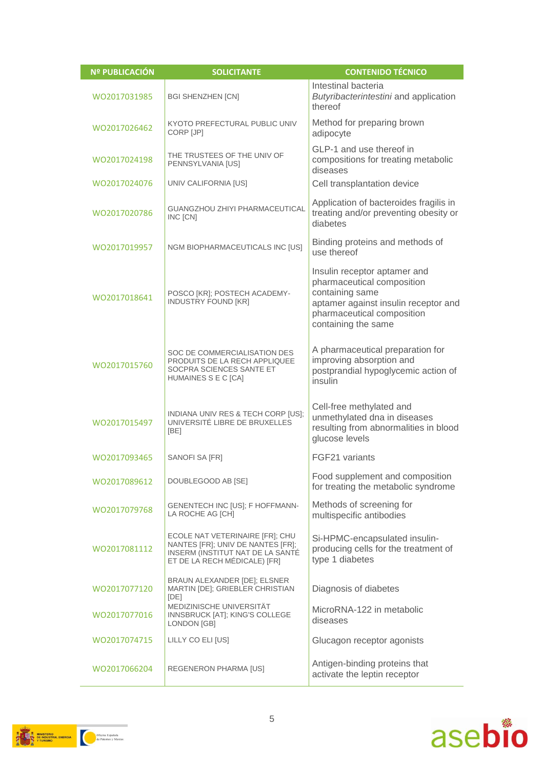| Nº PUBLICACIÓN | SOLICITANTE | CONTENIDO TÉCNICO |
|---|---|---|
| WO2017031985 | BGI SHENZHEN [CN] | Intestinal bacteria *Butyribacterintestini* and application thereof |
| WO2017026462 | KYOTO PREFECTURAL PUBLIC UNIV CORP [JP] | Method for preparing brown adipocyte |
| WO2017024198 | THE TRUSTEES OF THE UNIV OF PENNSYLVANIA [US] | GLP-1 and use thereof in compositions for treating metabolic diseases |
| WO2017024076 | UNIV CALIFORNIA [US] | Cell transplantation device |
| WO2017020786 | GUANGZHOU ZHIYI PHARMACEUTICAL INC [CN] | Application of bacteroides fragilis in treating and/or preventing obesity or diabetes |
| WO2017019957 | NGM BIOPHARMACEUTICALS INC [US] | Binding proteins and methods of use thereof |
| WO2017018641 | POSCO [KR]; POSTECH ACADEMY-INDUSTRY FOUND [KR] | Insulin receptor aptamer and pharmaceutical composition containing same aptamer against insulin receptor and pharmaceutical composition containing the same |
| WO2017015760 | SOC DE COMMERCIALISATION DES PRODUITS DE LA RECH APPLIQUEE SOCPRA SCIENCES SANTE ET HUMAINES S E C [CA] | A pharmaceutical preparation for improving absorption and postprandial hypoglycemic action of insulin |
| WO2017015497 | INDIANA UNIV RES & TECH CORP [US]; UNIVERSITÉ LIBRE DE BRUXELLES [BE] | Cell-free methylated and unmethylated dna in diseases resulting from abnormalities in blood glucose levels |
| WO2017093465 | SANOFI SA [FR] | FGF21 variants |
| WO2017089612 | DOUBLEGOOD AB [SE] | Food supplement and composition for treating the metabolic syndrome |
| WO2017079768 | GENENTECH INC [US]; F HOFFMANN-LA ROCHE AG [CH] | Methods of screening for multispecific antibodies |
| WO2017081112 | ECOLE NAT VETERINAIRE [FR]; CHU NANTES [FR]; UNIV DE NANTES [FR]; INSERM (INSTITUT NAT DE LA SANTÉ ET DE LA RECH MÉDICALE) [FR] | Si-HPMC-encapsulated insulin-producing cells for the treatment of type 1 diabetes |
| WO2017077120 | BRAUN ALEXANDER [DE]; ELSNER MARTIN [DE]; GRIEBLER CHRISTIAN [DE] | Diagnosis of diabetes |
| WO2017077016 | MEDIZINISCHE UNIVERSITÄT INNSBRUCK [AT]; KING'S COLLEGE LONDON [GB] | MicroRNA-122 in metabolic diseases |
| WO2017074715 | LILLY CO ELI [US] | Glucagon receptor agonists |
| WO2017066204 | REGENERON PHARMA [US] | Antigen-binding proteins that activate the leptin receptor |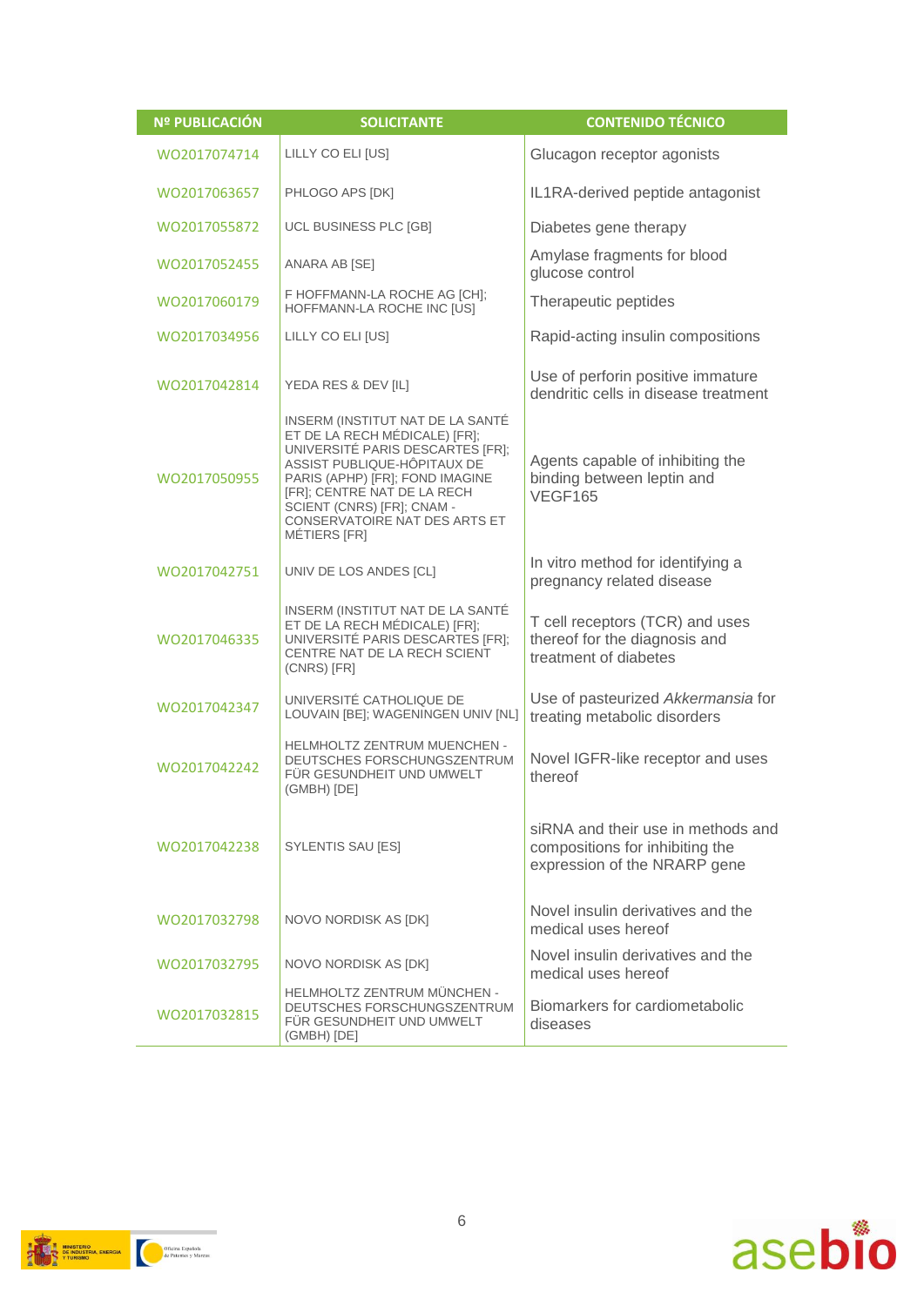| Nº PUBLICACIÓN | SOLICITANTE | CONTENIDO TÉCNICO |
|---|---|---|
| WO2017074714 | LILLY CO ELI [US] | Glucagon receptor agonists |
| WO2017063657 | PHLOGO APS [DK] | IL1RA-derived peptide antagonist |
| WO2017055872 | UCL BUSINESS PLC [GB] | Diabetes gene therapy |
| WO2017052455 | ANARA AB [SE] | Amylase fragments for blood glucose control |
| WO2017060179 | F HOFFMANN-LA ROCHE AG [CH]; HOFFMANN-LA ROCHE INC [US] | Therapeutic peptides |
| WO2017034956 | LILLY CO ELI [US] | Rapid-acting insulin compositions |
| WO2017042814 | YEDA RES & DEV [IL] | Use of perforin positive immature dendritic cells in disease treatment |
| WO2017050955 | INSERM (INSTITUT NAT DE LA SANTÉ ET DE LA RECH MÉDICALE) [FR]; UNIVERSITÉ PARIS DESCARTES [FR]; ASSIST PUBLIQUE-HÔPITAUX DE PARIS (APHP) [FR]; FOND IMAGINE [FR]; CENTRE NAT DE LA RECH SCIENT (CNRS) [FR]; CNAM - CONSERVATOIRE NAT DES ARTS ET MÉTIERS [FR] | Agents capable of inhibiting the binding between leptin and VEGF165 |
| WO2017042751 | UNIV DE LOS ANDES [CL] | In vitro method for identifying a pregnancy related disease |
| WO2017046335 | INSERM (INSTITUT NAT DE LA SANTÉ ET DE LA RECH MÉDICALE) [FR]; UNIVERSITÉ PARIS DESCARTES [FR]; CENTRE NAT DE LA RECH SCIENT (CNRS) [FR] | T cell receptors (TCR) and uses thereof for the diagnosis and treatment of diabetes |
| WO2017042347 | UNIVERSITÉ CATHOLIQUE DE LOUVAIN [BE]; WAGENINGEN UNIV [NL] | Use of pasteurized *Akkermansia* for treating metabolic disorders |
| WO2017042242 | HELMHOLTZ ZENTRUM MUENCHEN - DEUTSCHES FORSCHUNGSZENTRUM FÜR GESUNDHEIT UND UMWELT (GMBH) [DE] | Novel IGFR-like receptor and uses thereof |
| WO2017042238 | SYLENTIS SAU [ES] | siRNA and their use in methods and compositions for inhibiting the expression of the NRARP gene |
| WO2017032798 | NOVO NORDISK AS [DK] | Novel insulin derivatives and the medical uses hereof |
| WO2017032795 | NOVO NORDISK AS [DK] | Novel insulin derivatives and the medical uses hereof |
| WO2017032815 | HELMHOLTZ ZENTRUM MÜNCHEN - DEUTSCHES FORSCHUNGSZENTRUM FÜR GESUNDHEIT UND UMWELT (GMBH) [DE] | Biomarkers for cardiometabolic diseases |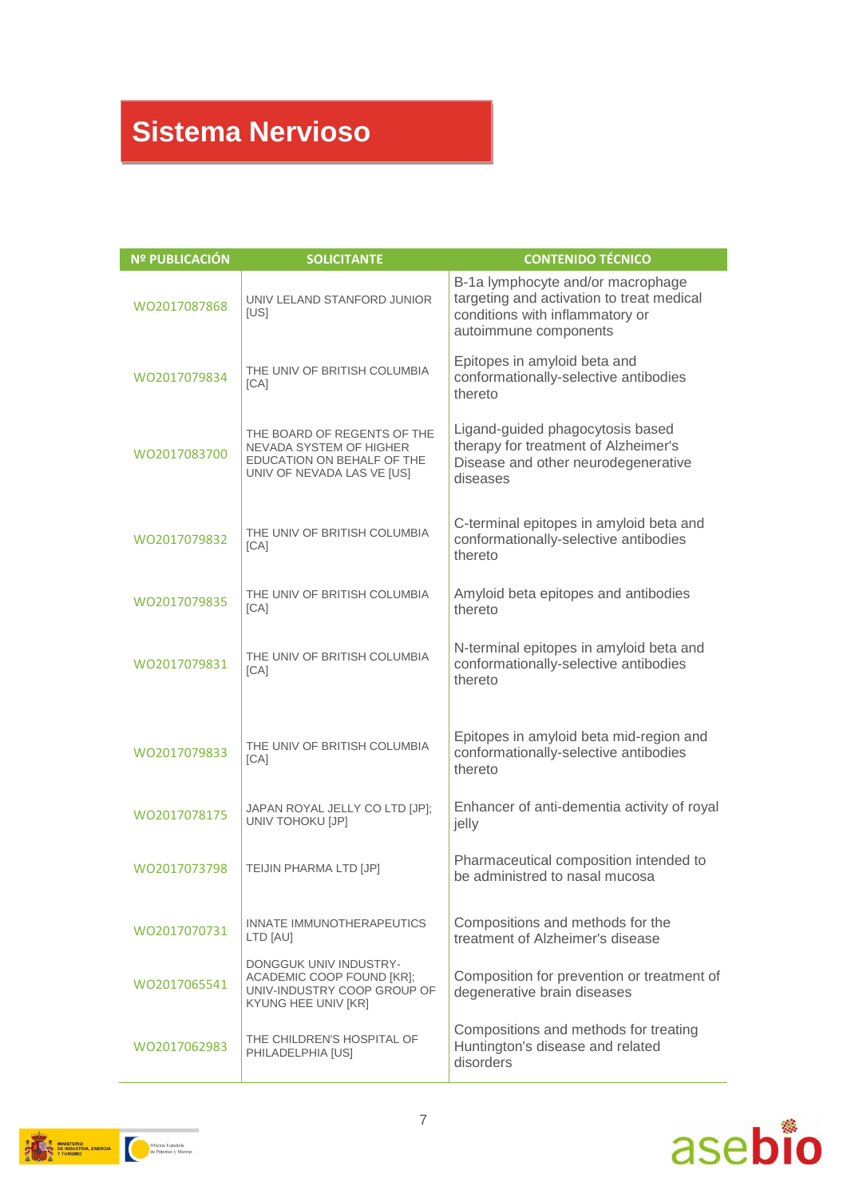# Sistema Nervioso

| Nº PUBLICACIÓN | SOLICITANTE | CONTENIDO TÉCNICO |
|---|---|---|
| WO2017087868 | UNIV LELAND STANFORD JUNIOR [US] | B-1a lymphocyte and/or macrophage targeting and activation to treat medical conditions with inflammatory or autoimmune components |
| WO2017079834 | THE UNIV OF BRITISH COLUMBIA [CA] | Epitopes in amyloid beta and conformationally-selective antibodies thereto |
| WO2017083700 | THE BOARD OF REGENTS OF THE NEVADA SYSTEM OF HIGHER EDUCATION ON BEHALF OF THE UNIV OF NEVADA LAS VE [US] | Ligand-guided phagocytosis based therapy for treatment of Alzheimer's Disease and other neurodegenerative diseases |
| WO2017079832 | THE UNIV OF BRITISH COLUMBIA [CA] | C-terminal epitopes in amyloid beta and conformationally-selective antibodies thereto |
| WO2017079835 | THE UNIV OF BRITISH COLUMBIA [CA] | Amyloid beta epitopes and antibodies thereto |
| WO2017079831 | THE UNIV OF BRITISH COLUMBIA [CA] | N-terminal epitopes in amyloid beta and conformationally-selective antibodies thereto |
| WO2017079833 | THE UNIV OF BRITISH COLUMBIA [CA] | Epitopes in amyloid beta mid-region and conformationally-selective antibodies thereto |
| WO2017078175 | JAPAN ROYAL JELLY CO LTD [JP]; UNIV TOHOKU [JP] | Enhancer of anti-dementia activity of royal jelly |
| WO2017073798 | TEIJIN PHARMA LTD [JP] | Pharmaceutical composition intended to be administred to nasal mucosa |
| WO2017070731 | INNATE IMMUNOTHERAPEUTICS LTD [AU] | Compositions and methods for the treatment of Alzheimer's disease |
| WO2017065541 | DONGGUK UNIV INDUSTRY-ACADEMIC COOP FOUND [KR]; UNIV-INDUSTRY COOP GROUP OF KYUNG HEE UNIV [KR] | Composition for prevention or treatment of degenerative brain diseases |
| WO2017062983 | THE CHILDREN'S HOSPITAL OF PHILADELPHIA [US] | Compositions and methods for treating Huntington's disease and related disorders |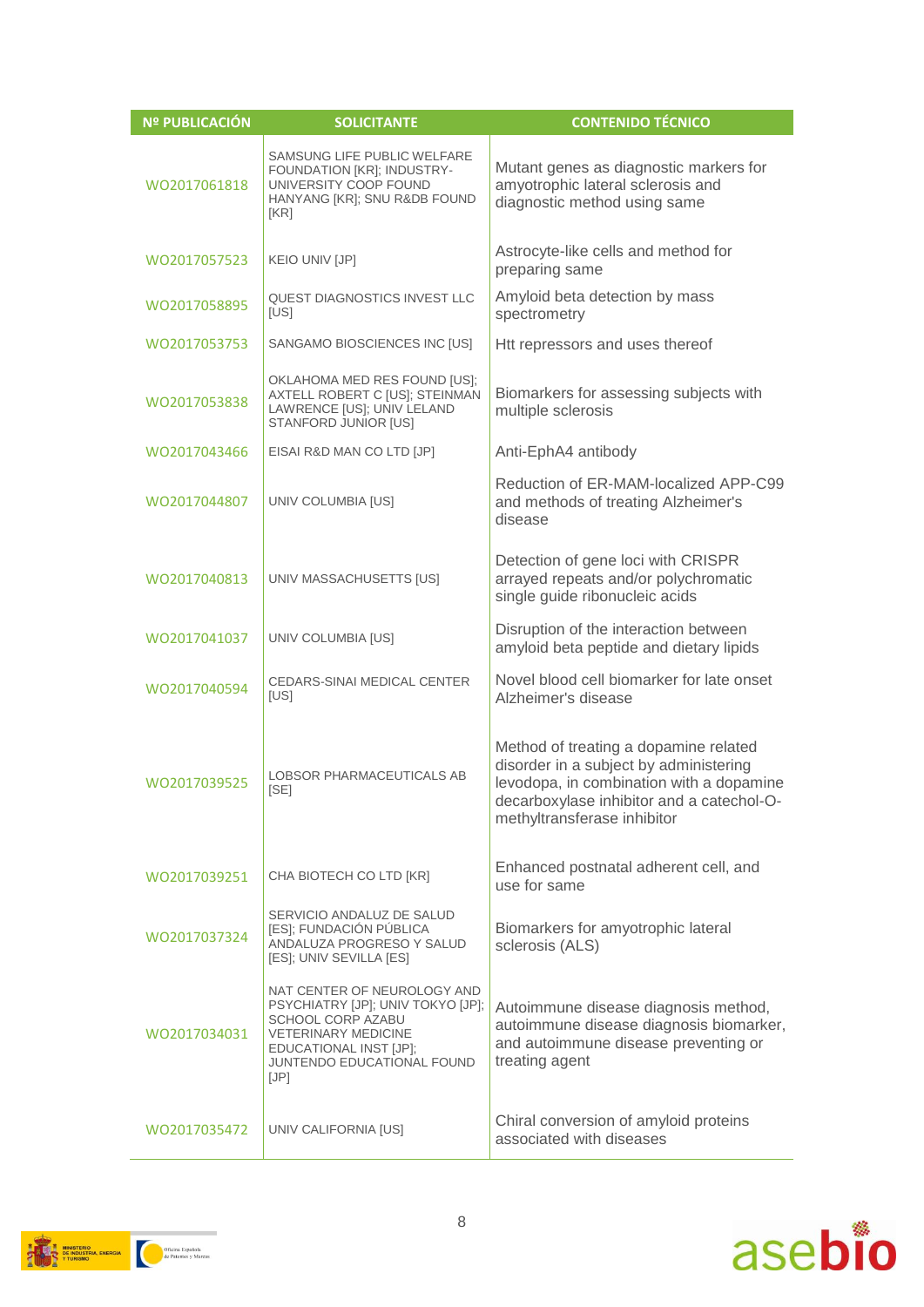| Nº PUBLICACIÓN | SOLICITANTE | CONTENIDO TÉCNICO |
|---|---|---|
| WO2017061818 | SAMSUNG LIFE PUBLIC WELFARE FOUNDATION [KR]; INDUSTRY-UNIVERSITY COOP FOUND HANYANG [KR]; SNU R&DB FOUND [KR] | Mutant genes as diagnostic markers for amyotrophic lateral sclerosis and diagnostic method using same |
| WO2017057523 | KEIO UNIV [JP] | Astrocyte-like cells and method for preparing same |
| WO2017058895 | QUEST DIAGNOSTICS INVEST LLC [US] | Amyloid beta detection by mass spectrometry |
| WO2017053753 | SANGAMO BIOSCIENCES INC [US] | Htt repressors and uses thereof |
| WO2017053838 | OKLAHOMA MED RES FOUND [US]; AXTELL ROBERT C [US]; STEINMAN LAWRENCE [US]; UNIV LELAND STANFORD JUNIOR [US] | Biomarkers for assessing subjects with multiple sclerosis |
| WO2017043466 | EISAI R&D MAN CO LTD [JP] | Anti-EphA4 antibody |
| WO2017044807 | UNIV COLUMBIA [US] | Reduction of ER-MAM-localized APP-C99 and methods of treating Alzheimer's disease |
| WO2017040813 | UNIV MASSACHUSETTS [US] | Detection of gene loci with CRISPR arrayed repeats and/or polychromatic single guide ribonucleic acids |
| WO2017041037 | UNIV COLUMBIA [US] | Disruption of the interaction between amyloid beta peptide and dietary lipids |
| WO2017040594 | CEDARS-SINAI MEDICAL CENTER [US] | Novel blood cell biomarker for late onset Alzheimer's disease |
| WO2017039525 | LOBSOR PHARMACEUTICALS AB [SE] | Method of treating a dopamine related disorder in a subject by administering levodopa, in combination with a dopamine decarboxylase inhibitor and a catechol-O-methyltransferase inhibitor |
| WO2017039251 | CHA BIOTECH CO LTD [KR] | Enhanced postnatal adherent cell, and use for same |
| WO2017037324 | SERVICIO ANDALUZ DE SALUD [ES]; FUNDACIÓN PÚBLICA ANDALUZA PROGRESO Y SALUD [ES]; UNIV SEVILLA [ES] | Biomarkers for amyotrophic lateral sclerosis (ALS) |
| WO2017034031 | NAT CENTER OF NEUROLOGY AND PSYCHIATRY [JP]; UNIV TOKYO [JP]; SCHOOL CORP AZABU VETERINARY MEDICINE EDUCATIONAL INST [JP]; JUNTENDO EDUCATIONAL FOUND [JP] | Autoimmune disease diagnosis method, autoimmune disease diagnosis biomarker, and autoimmune disease preventing or treating agent |
| WO2017035472 | UNIV CALIFORNIA [US] | Chiral conversion of amyloid proteins associated with diseases |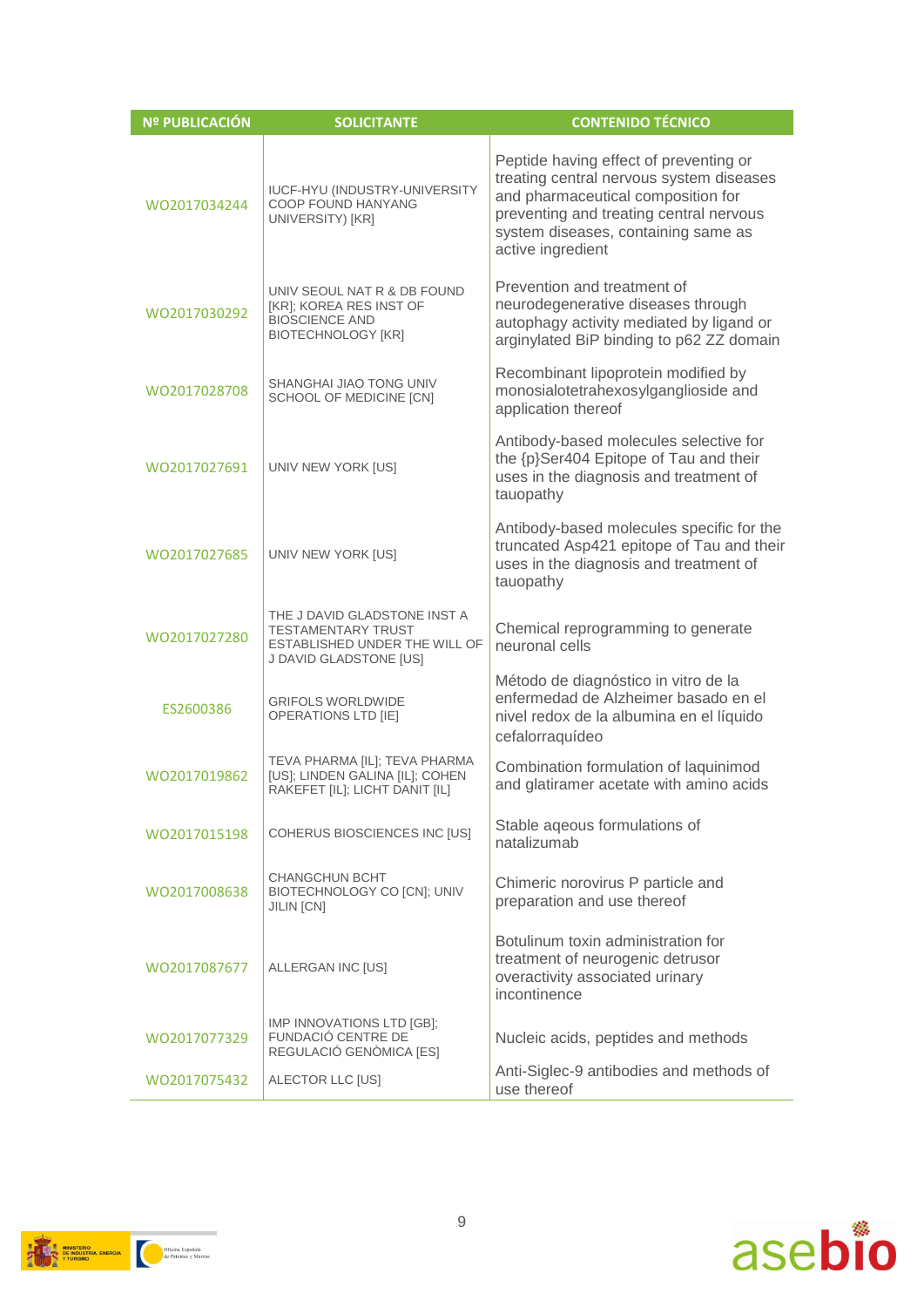| Nº PUBLICACIÓN | SOLICITANTE | CONTENIDO TÉCNICO |
|---|---|---|
| WO2017034244 | IUCF-HYU (INDUSTRY-UNIVERSITY COOP FOUND HANYANG UNIVERSITY) [KR] | Peptide having effect of preventing or treating central nervous system diseases and pharmaceutical composition for preventing and treating central nervous system diseases, containing same as active ingredient |
| WO2017030292 | UNIV SEOUL NAT R & DB FOUND [KR]; KOREA RES INST OF BIOSCIENCE AND BIOTECHNOLOGY [KR] | Prevention and treatment of neurodegenerative diseases through autophagy activity mediated by ligand or arginylated BiP binding to p62 ZZ domain |
| WO2017028708 | SHANGHAI JIAO TONG UNIV SCHOOL OF MEDICINE [CN] | Recombinant lipoprotein modified by monosialotetrahexosylganglioside and application thereof |
| WO2017027691 | UNIV NEW YORK [US] | Antibody-based molecules selective for the {p}Ser404 Epitope of Tau and their uses in the diagnosis and treatment of tauopathy |
| WO2017027685 | UNIV NEW YORK [US] | Antibody-based molecules specific for the truncated Asp421 epitope of Tau and their uses in the diagnosis and treatment of tauopathy |
| WO2017027280 | THE J DAVID GLADSTONE INST A TESTAMENTARY TRUST ESTABLISHED UNDER THE WILL OF J DAVID GLADSTONE [US] | Chemical reprogramming to generate neuronal cells |
| ES2600386 | GRIFOLS WORLDWIDE OPERATIONS LTD [IE] | Método de diagnóstico in vitro de la enfermedad de Alzheimer basado en el nivel redox de la albumina en el líquido cefalorraquídeo |
| WO2017019862 | TEVA PHARMA [IL]; TEVA PHARMA [US]; LINDEN GALINA [IL]; COHEN RAKEFET [IL]; LICHT DANIT [IL] | Combination formulation of laquinimod and glatiramer acetate with amino acids |
| WO2017015198 | COHERUS BIOSCIENCES INC [US] | Stable aqeous formulations of natalizumab |
| WO2017008638 | CHANGCHUN BCHT BIOTECHNOLOGY CO [CN]; UNIV JILIN [CN] | Chimeric norovirus P particle and preparation and use thereof |
| WO2017087677 | ALLERGAN INC [US] | Botulinum toxin administration for treatment of neurogenic detrusor overactivity associated urinary incontinence |
| WO2017077329 | IMP INNOVATIONS LTD [GB]; FUNDACIÓ CENTRE DE REGULACIÓ GENÒMICA [ES] | Nucleic acids, peptides and methods |
| WO2017075432 | ALECTOR LLC [US] | Anti-Siglec-9 antibodies and methods of use thereof |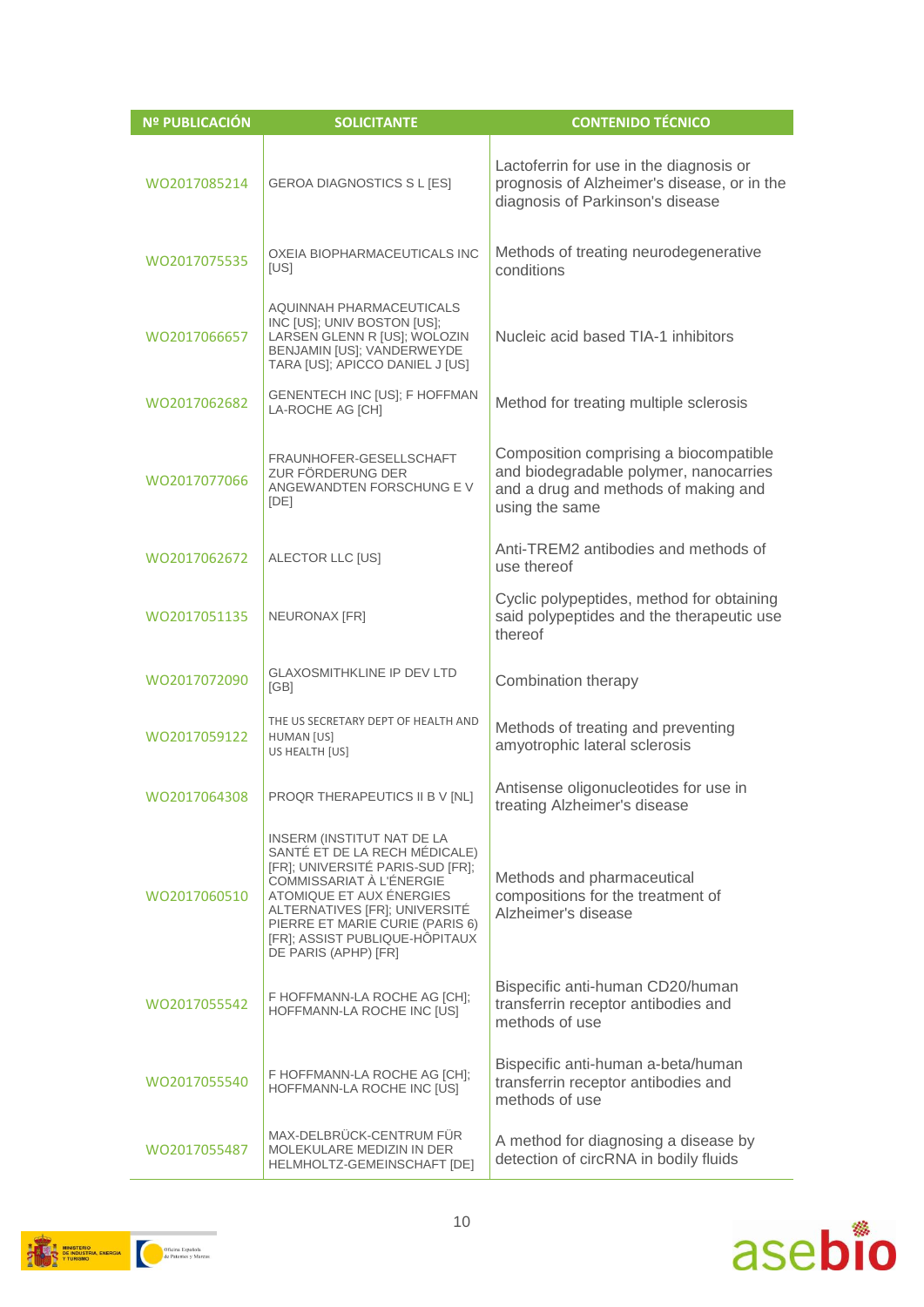| Nº PUBLICACIÓN | SOLICITANTE | CONTENIDO TÉCNICO |
|---|---|---|
| WO2017085214 | GEROA DIAGNOSTICS S L [ES] | Lactoferrin for use in the diagnosis or prognosis of Alzheimer's disease, or in the diagnosis of Parkinson's disease |
| WO2017075535 | OXEIA BIOPHARMACEUTICALS INC [US] | Methods of treating neurodegenerative conditions |
| WO2017066657 | AQUINNAH PHARMACEUTICALS INC [US]; UNIV BOSTON [US]; LARSEN GLENN R [US]; WOLOZIN BENJAMIN [US]; VANDERWEYDE TARA [US]; APICCO DANIEL J [US] | Nucleic acid based TIA-1 inhibitors |
| WO2017062682 | GENENTECH INC [US]; F HOFFMAN LA-ROCHE AG [CH] | Method for treating multiple sclerosis |
| WO2017077066 | FRAUNHOFER-GESELLSCHAFT ZUR FÖRDERUNG DER ANGEWANDTEN FORSCHUNG E V [DE] | Composition comprising a biocompatible and biodegradable polymer, nanocarries and a drug and methods of making and using the same |
| WO2017062672 | ALECTOR LLC [US] | Anti-TREM2 antibodies and methods of use thereof |
| WO2017051135 | NEURONAX [FR] | Cyclic polypeptides, method for obtaining said polypeptides and the therapeutic use thereof |
| WO2017072090 | GLAXOSMITHKLINE IP DEV LTD [GB] | Combination therapy |
| WO2017059122 | THE US SECRETARY DEPT OF HEALTH AND HUMAN [US] US HEALTH [US] | Methods of treating and preventing amyotrophic lateral sclerosis |
| WO2017064308 | PROQR THERAPEUTICS II B V [NL] | Antisense oligonucleotides for use in treating Alzheimer's disease |
| WO2017060510 | INSERM (INSTITUT NAT DE LA SANTÉ ET DE LA RECH MÉDICALE) [FR]; UNIVERSITÉ PARIS-SUD [FR]; COMMISSARIAT À L'ÉNERGIE ATOMIQUE ET AUX ÉNERGIES ALTERNATIVES [FR]; UNIVERSITÉ PIERRE ET MARIE CURIE (PARIS 6) [FR]; ASSIST PUBLIQUE-HÔPITAUX DE PARIS (APHP) [FR] | Methods and pharmaceutical compositions for the treatment of Alzheimer's disease |
| WO2017055542 | F HOFFMANN-LA ROCHE AG [CH]; HOFFMANN-LA ROCHE INC [US] | Bispecific anti-human CD20/human transferrin receptor antibodies and methods of use |
| WO2017055540 | F HOFFMANN-LA ROCHE AG [CH]; HOFFMANN-LA ROCHE INC [US] | Bispecific anti-human a-beta/human transferrin receptor antibodies and methods of use |
| WO2017055487 | MAX-DELBRÜCK-CENTRUM FÜR MOLEKULARE MEDIZIN IN DER HELMHOLTZ-GEMEINSCHAFT [DE] | A method for diagnosing a disease by detection of circRNA in bodily fluids |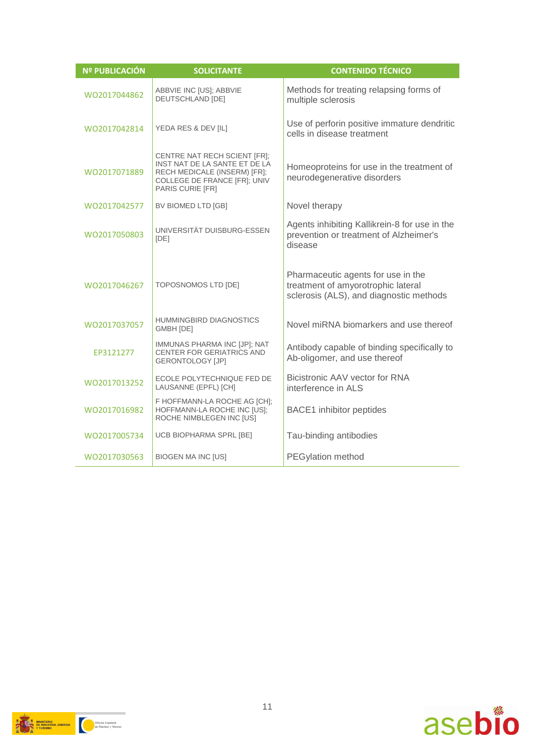| Nº PUBLICACIÓN | SOLICITANTE | CONTENIDO TÉCNICO |
|---|---|---|
| WO2017044862 | ABBVIE INC [US]; ABBVIE DEUTSCHLAND [DE] | Methods for treating relapsing forms of multiple sclerosis |
| WO2017042814 | YEDA RES & DEV [IL] | Use of perforin positive immature dendritic cells in disease treatment |
| WO2017071889 | CENTRE NAT RECH SCIENT [FR]; INST NAT DE LA SANTE ET DE LA RECH MEDICALE (INSERM) [FR]; COLLEGE DE FRANCE [FR]; UNIV PARIS CURIE [FR] | Homeoproteins for use in the treatment of neurodegenerative disorders |
| WO2017042577 | BV BIOMED LTD [GB] | Novel therapy |
| WO2017050803 | UNIVERSITÄT DUISBURG-ESSEN [DE] | Agents inhibiting Kallikrein-8 for use in the prevention or treatment of Alzheimer's disease |
| WO2017046267 | TOPOSNOMOS LTD [DE] | Pharmaceutic agents for use in the treatment of amyorotrophic lateral sclerosis (ALS), and diagnostic methods |
| WO2017037057 | HUMMINGBIRD DIAGNOSTICS GMBH [DE] | Novel miRNA biomarkers and use thereof |
| EP3121277 | IMMUNAS PHARMA INC [JP]; NAT CENTER FOR GERIATRICS AND GERONTOLOGY [JP] | Antibody capable of binding specifically to Ab-oligomer, and use thereof |
| WO2017013252 | ECOLE POLYTECHNIQUE FED DE LAUSANNE (EPFL) [CH] | Bicistronic AAV vector for RNA interference in ALS |
| WO2017016982 | F HOFFMANN-LA ROCHE AG [CH]; HOFFMANN-LA ROCHE INC [US]; ROCHE NIMBLEGEN INC [US] | BACE1 inhibitor peptides |
| WO2017005734 | UCB BIOPHARMA SPRL [BE] | Tau-binding antibodies |
| WO2017030563 | BIOGEN MA INC [US] | PEGylation method |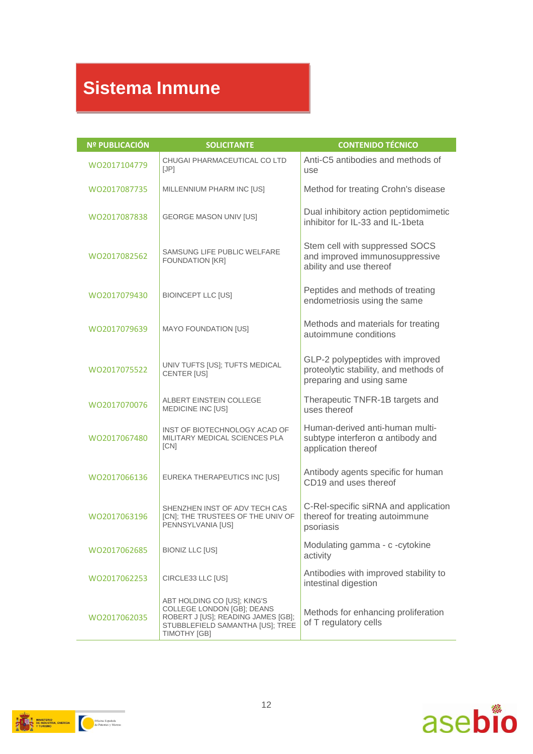# Sistema Inmune

| Nº PUBLICACIÓN | SOLICITANTE | CONTENIDO TÉCNICO |
|---|---|---|
| WO2017104779 | CHUGAI PHARMACEUTICAL CO LTD [JP] | Anti-C5 antibodies and methods of use |
| WO2017087735 | MILLENNIUM PHARM INC [US] | Method for treating Crohn's disease |
| WO2017087838 | GEORGE MASON UNIV [US] | Dual inhibitory action peptidomimetic inhibitor for IL-33 and IL-1beta |
| WO2017082562 | SAMSUNG LIFE PUBLIC WELFARE FOUNDATION [KR] | Stem cell with suppressed SOCS and improved immunosuppressive ability and use thereof |
| WO2017079430 | BIOINCEPT LLC [US] | Peptides and methods of treating endometriosis using the same |
| WO2017079639 | MAYO FOUNDATION [US] | Methods and materials for treating autoimmune conditions |
| WO2017075522 | UNIV TUFTS [US]; TUFTS MEDICAL CENTER [US] | GLP-2 polypeptides with improved proteolytic stability, and methods of preparing and using same |
| WO2017070076 | ALBERT EINSTEIN COLLEGE MEDICINE INC [US] | Therapeutic TNFR-1B targets and uses thereof |
| WO2017067480 | INST OF BIOTECHNOLOGY ACAD OF MILITARY MEDICAL SCIENCES PLA [CN] | Human-derived anti-human multi-subtype interferon α antibody and application thereof |
| WO2017066136 | EUREKA THERAPEUTICS INC [US] | Antibody agents specific for human CD19 and uses thereof |
| WO2017063196 | SHENZHEN INST OF ADV TECH CAS [CN]; THE TRUSTEES OF THE UNIV OF PENNSYLVANIA [US] | C-Rel-specific siRNA and application thereof for treating autoimmune psoriasis |
| WO2017062685 | BIONIZ LLC [US] | Modulating gamma - c -cytokine activity |
| WO2017062253 | CIRCLE33 LLC [US] | Antibodies with improved stability to intestinal digestion |
| WO2017062035 | ABT HOLDING CO [US]; KING'S COLLEGE LONDON [GB]; DEANS ROBERT J [US]; READING JAMES [GB]; STUBBLEFIELD SAMANTHA [US]; TREE TIMOTHY [GB] | Methods for enhancing proliferation of T regulatory cells |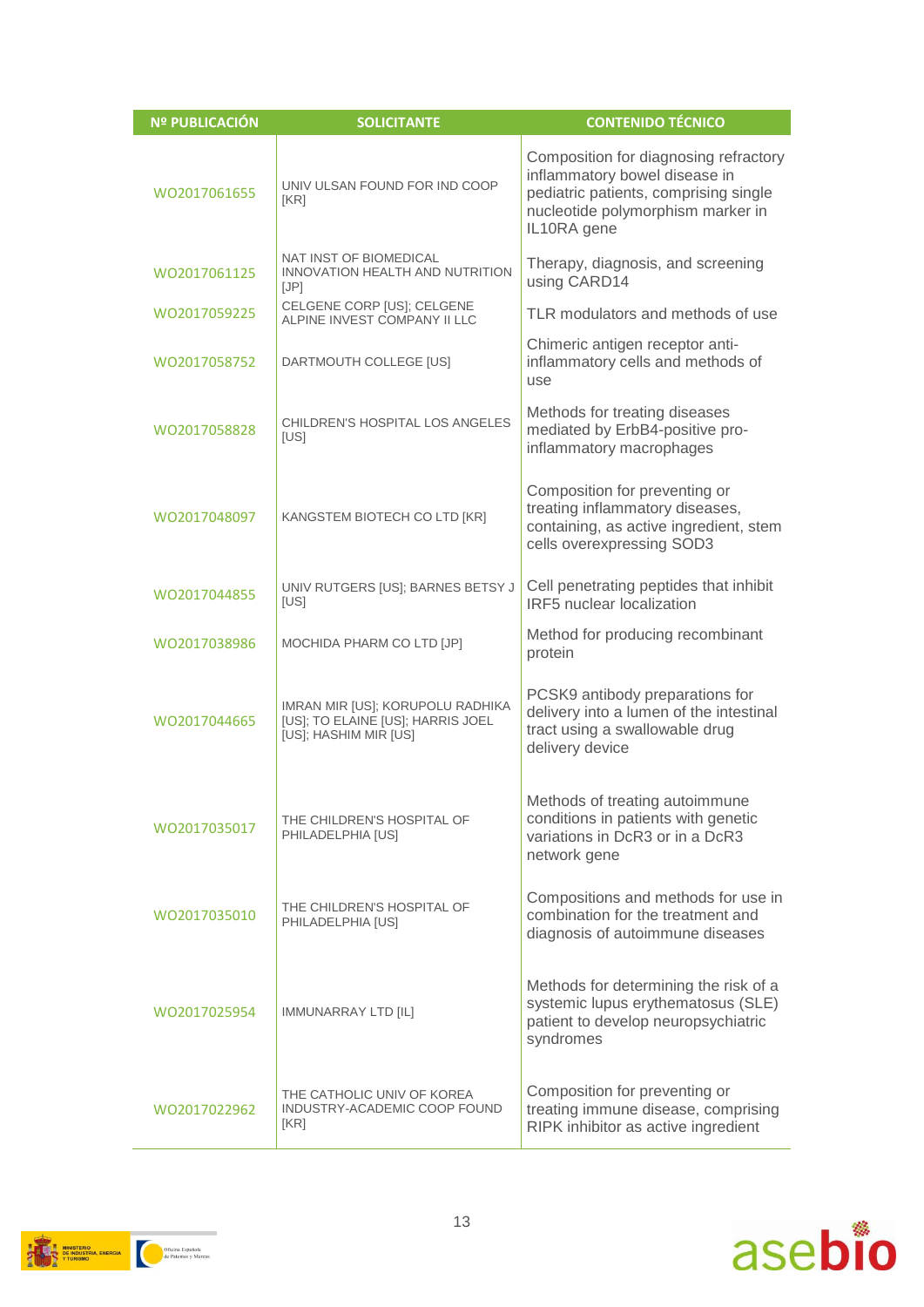| Nº PUBLICACIÓN | SOLICITANTE | CONTENIDO TÉCNICO |
|---|---|---|
| WO2017061655 | UNIV ULSAN FOUND FOR IND COOP [KR] | Composition for diagnosing refractory inflammatory bowel disease in pediatric patients, comprising single nucleotide polymorphism marker in IL10RA gene |
| WO2017061125 | NAT INST OF BIOMEDICAL INNOVATION HEALTH AND NUTRITION [JP] | Therapy, diagnosis, and screening using CARD14 |
| WO2017059225 | CELGENE CORP [US]; CELGENE ALPINE INVEST COMPANY II LLC | TLR modulators and methods of use |
| WO2017058752 | DARTMOUTH COLLEGE [US] | Chimeric antigen receptor anti-inflammatory cells and methods of use |
| WO2017058828 | CHILDREN'S HOSPITAL LOS ANGELES [US] | Methods for treating diseases mediated by ErbB4-positive pro-inflammatory macrophages |
| WO2017048097 | KANGSTEM BIOTECH CO LTD [KR] | Composition for preventing or treating inflammatory diseases, containing, as active ingredient, stem cells overexpressing SOD3 |
| WO2017044855 | UNIV RUTGERS [US]; BARNES BETSY J [US] | Cell penetrating peptides that inhibit IRF5 nuclear localization |
| WO2017038986 | MOCHIDA PHARM CO LTD [JP] | Method for producing recombinant protein |
| WO2017044665 | IMRAN MIR [US]; KORUPOLU RADHIKA [US]; TO ELAINE [US]; HARRIS JOEL [US]; HASHIM MIR [US] | PCSK9 antibody preparations for delivery into a lumen of the intestinal tract using a swallowable drug delivery device |
| WO2017035017 | THE CHILDREN'S HOSPITAL OF PHILADELPHIA [US] | Methods of treating autoimmune conditions in patients with genetic variations in DcR3 or in a DcR3 network gene |
| WO2017035010 | THE CHILDREN'S HOSPITAL OF PHILADELPHIA [US] | Compositions and methods for use in combination for the treatment and diagnosis of autoimmune diseases |
| WO2017025954 | IMMUNARRAY LTD [IL] | Methods for determining the risk of a systemic lupus erythematosus (SLE) patient to develop neuropsychiatric syndromes |
| WO2017022962 | THE CATHOLIC UNIV OF KOREA INDUSTRY-ACADEMIC COOP FOUND [KR] | Composition for preventing or treating immune disease, comprising RIPK inhibitor as active ingredient |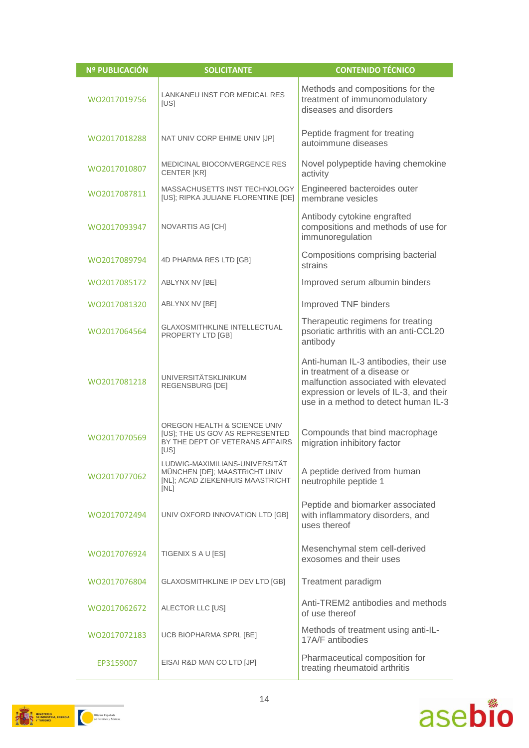| Nº PUBLICACIÓN | SOLICITANTE | CONTENIDO TÉCNICO |
|---|---|---|
| WO2017019756 | LANKANEU INST FOR MEDICAL RES [US] | Methods and compositions for the treatment of immunomodulatory diseases and disorders |
| WO2017018288 | NAT UNIV CORP EHIME UNIV [JP] | Peptide fragment for treating autoimmune diseases |
| WO2017010807 | MEDICINAL BIOCONVERGENCE RES CENTER [KR] | Novel polypeptide having chemokine activity |
| WO2017087811 | MASSACHUSETTS INST TECHNOLOGY [US]; RIPKA JULIANE FLORENTINE [DE] | Engineered bacteroides outer membrane vesicles |
| WO2017093947 | NOVARTIS AG [CH] | Antibody cytokine engrafted compositions and methods of use for immunoregulation |
| WO2017089794 | 4D PHARMA RES LTD [GB] | Compositions comprising bacterial strains |
| WO2017085172 | ABLYNX NV [BE] | Improved serum albumin binders |
| WO2017081320 | ABLYNX NV [BE] | Improved TNF binders |
| WO2017064564 | GLAXOSMITHKLINE INTELLECTUAL PROPERTY LTD [GB] | Therapeutic regimens for treating psoriatic arthritis with an anti-CCL20 antibody |
| WO2017081218 | UNIVERSITÄTSKLINIKUM REGENSBURG [DE] | Anti-human IL-3 antibodies, their use in treatment of a disease or malfunction associated with elevated expression or levels of IL-3, and their use in a method to detect human IL-3 |
| WO2017070569 | OREGON HEALTH & SCIENCE UNIV [US]; THE US GOV AS REPRESENTED BY THE DEPT OF VETERANS AFFAIRS [US] | Compounds that bind macrophage migration inhibitory factor |
| WO2017077062 | LUDWIG-MAXIMILIANS-UNIVERSITÄT MÜNCHEN [DE]; MAASTRICHT UNIV [NL]; ACAD ZIEKENHUIS MAASTRICHT [NL] | A peptide derived from human neutrophile peptide 1 |
| WO2017072494 | UNIV OXFORD INNOVATION LTD [GB] | Peptide and biomarker associated with inflammatory disorders, and uses thereof |
| WO2017076924 | TIGENIX S A U [ES] | Mesenchymal stem cell-derived exosomes and their uses |
| WO2017076804 | GLAXOSMITHKLINE IP DEV LTD [GB] | Treatment paradigm |
| WO2017062672 | ALECTOR LLC [US] | Anti-TREM2 antibodies and methods of use thereof |
| WO2017072183 | UCB BIOPHARMA SPRL [BE] | Methods of treatment using anti-IL-17A/F antibodies |
| EP3159007 | EISAI R&D MAN CO LTD [JP] | Pharmaceutical composition for treating rheumatoid arthritis |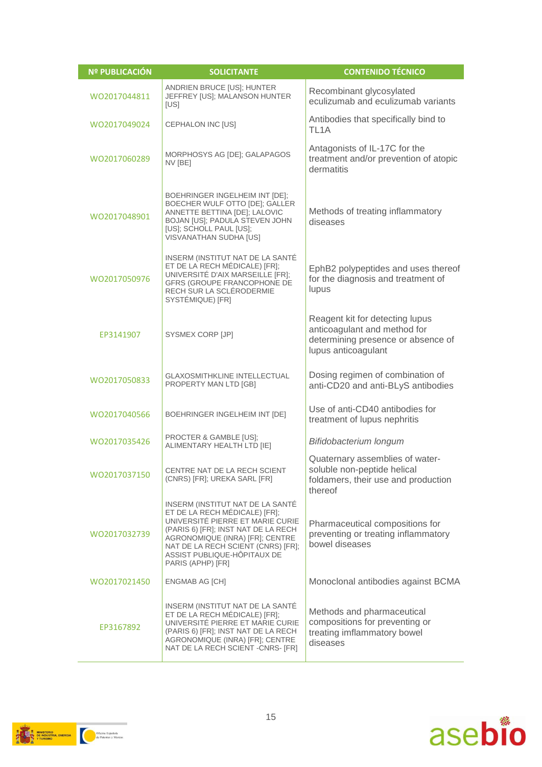| Nº PUBLICACIÓN | SOLICITANTE | CONTENIDO TÉCNICO |
|---|---|---|
| WO2017044811 | ANDRIEN BRUCE [US]; HUNTER JEFFREY [US]; MALANSON HUNTER [US] | Recombinant glycosylated eculizumab and eculizumab variants |
| WO2017049024 | CEPHALON INC [US] | Antibodies that specifically bind to TL1A |
| WO2017060289 | MORPHOSYS AG [DE]; GALAPAGOS NV [BE] | Antagonists of IL-17C for the treatment and/or prevention of atopic dermatitis |
| WO2017048901 | BOEHRINGER INGELHEIM INT [DE]; BOECHER WULF OTTO [DE]; GALLER ANNETTE BETTINA [DE]; LALOVIC BOJAN [US]; PADULA STEVEN JOHN [US]; SCHOLL PAUL [US]; VISVANATHAN SUDHA [US] | Methods of treating inflammatory diseases |
| WO2017050976 | INSERM (INSTITUT NAT DE LA SANTÉ ET DE LA RECH MÉDICALE) [FR]; UNIVERSITÉ D'AIX MARSEILLE [FR]; GFRS (GROUPE FRANCOPHONE DE RECH SUR LA SCLÉRODERMIE SYSTÉMIQUE) [FR] | EphB2 polypeptides and uses thereof for the diagnosis and treatment of lupus |
| EP3141907 | SYSMEX CORP [JP] | Reagent kit for detecting lupus anticoagulant and method for determining presence or absence of lupus anticoagulant |
| WO2017050833 | GLAXOSMITHKLINE INTELLECTUAL PROPERTY MAN LTD [GB] | Dosing regimen of combination of anti-CD20 and anti-BLyS antibodies |
| WO2017040566 | BOEHRINGER INGELHEIM INT [DE] | Use of anti-CD40 antibodies for treatment of lupus nephritis |
| WO2017035426 | PROCTER & GAMBLE [US]; ALIMENTARY HEALTH LTD [IE] | *Bifidobacterium longum* |
| WO2017037150 | CENTRE NAT DE LA RECH SCIENT (CNRS) [FR]; UREKA SARL [FR] | Quaternary assemblies of water-soluble non-peptide helical foldamers, their use and production thereof |
| WO2017032739 | INSERM (INSTITUT NAT DE LA SANTÉ ET DE LA RECH MÉDICALE) [FR]; UNIVERSITÉ PIERRE ET MARIE CURIE (PARIS 6) [FR]; INST NAT DE LA RECH AGRONOMIQUE (INRA) [FR]; CENTRE NAT DE LA RECH SCIENT (CNRS) [FR]; ASSIST PUBLIQUE-HÔPITAUX DE PARIS (APHP) [FR] | Pharmaceutical compositions for preventing or treating inflammatory bowel diseases |
| WO2017021450 | ENGMAB AG [CH] | Monoclonal antibodies against BCMA |
| EP3167892 | INSERM (INSTITUT NAT DE LA SANTÉ ET DE LA RECH MÉDICALE) [FR]; UNIVERSITÉ PIERRE ET MARIE CURIE (PARIS 6) [FR]; INST NAT DE LA RECH AGRONOMIQUE (INRA) [FR]; CENTRE NAT DE LA RECH SCIENT -CNRS- [FR] | Methods and pharmaceutical compositions for preventing or treating imflammatory bowel diseases |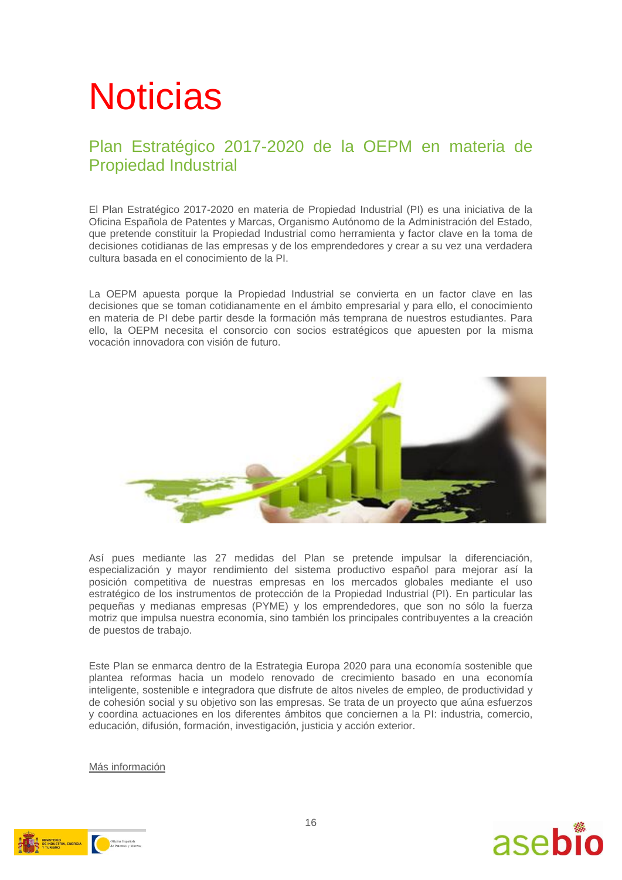# Noticias

## Plan Estratégico 2017-2020 de la OEPM en materia de Propiedad Industrial

El Plan Estratégico 2017-2020 en materia de Propiedad Industrial (PI) es una iniciativa de la Oficina Española de Patentes y Marcas, Organismo Autónomo de la Administración del Estado, que pretende constituir la Propiedad Industrial como herramienta y factor clave en la toma de decisiones cotidianas de las empresas y de los emprendedores y crear a su vez una verdadera cultura basada en el conocimiento de la PI.

La OEPM apuesta porque la Propiedad Industrial se convierta en un factor clave en las decisiones que se toman cotidianamente en el ámbito empresarial y para ello, el conocimiento en materia de PI debe partir desde la formación más temprana de nuestros estudiantes. Para ello, la OEPM necesita el consorcio con socios estratégicos que apuesten por la misma vocación innovadora con visión de futuro.

Así pues mediante las 27 medidas del Plan se pretende impulsar la diferenciación, especialización y mayor rendimiento del sistema productivo español para mejorar así la posición competitiva de nuestras empresas en los mercados globales mediante el uso estratégico de los instrumentos de protección de la Propiedad Industrial (PI). En particular las pequeñas y medianas empresas (PYME) y los emprendedores, que son no sólo la fuerza motriz que impulsa nuestra economía, sino también los principales contribuyentes a la creación de puestos de trabajo.

Este Plan se enmarca dentro de la Estrategia Europa 2020 para una economía sostenible que plantea reformas hacia un modelo renovado de crecimiento basado en una economía inteligente, sostenible e integradora que disfrute de altos niveles de empleo, de productividad y de cohesión social y su objetivo son las empresas. Se trata de un proyecto que aúna esfuerzos y coordina actuaciones en los diferentes ámbitos que conciernen a la PI: industria, comercio, educación, difusión, formación, investigación, justicia y acción exterior.

Más información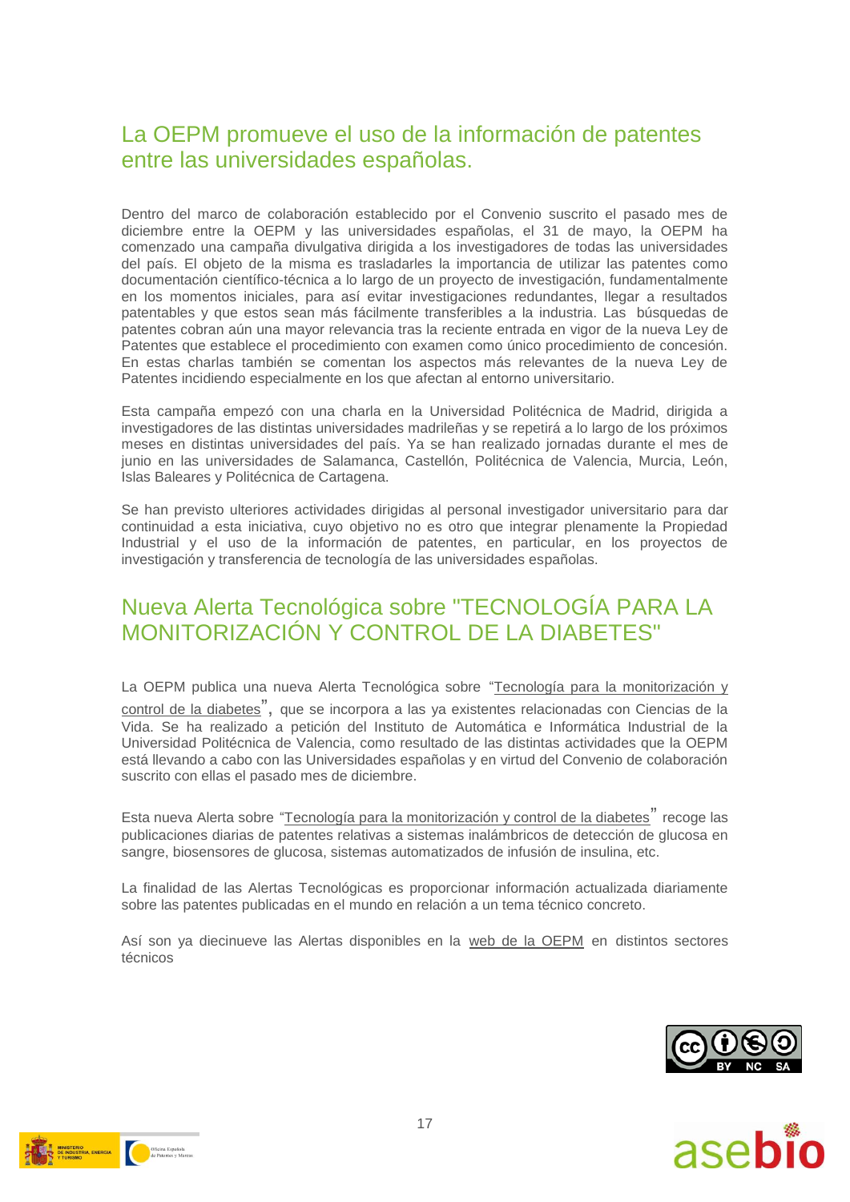## La OEPM promueve el uso de la información de patentes entre las universidades españolas.

Dentro del marco de colaboración establecido por el Convenio suscrito el pasado mes de diciembre entre la OEPM y las universidades españolas, el 31 de mayo, la OEPM ha comenzado una campaña divulgativa dirigida a los investigadores de todas las universidades del país. El objeto de la misma es trasladarles la importancia de utilizar las patentes como documentación científico-técnica a lo largo de un proyecto de investigación, fundamentalmente en los momentos iniciales, para así evitar investigaciones redundantes, llegar a resultados patentables y que estos sean más fácilmente transferibles a la industria. Las búsquedas de patentes cobran aún una mayor relevancia tras la reciente entrada en vigor de la nueva Ley de Patentes que establece el procedimiento con examen como único procedimiento de concesión. En estas charlas también se comentan los aspectos más relevantes de la nueva Ley de Patentes incidiendo especialmente en los que afectan al entorno universitario.

Esta campaña empezó con una charla en la Universidad Politécnica de Madrid, dirigida a investigadores de las distintas universidades madrileñas y se repetirá a lo largo de los próximos meses en distintas universidades del país. Ya se han realizado jornadas durante el mes de junio en las universidades de Salamanca, Castellón, Politécnica de Valencia, Murcia, León, Islas Baleares y Politécnica de Cartagena.

Se han previsto ulteriores actividades dirigidas al personal investigador universitario para dar continuidad a esta iniciativa, cuyo objetivo no es otro que integrar plenamente la Propiedad Industrial y el uso de la información de patentes, en particular, en los proyectos de investigación y transferencia de tecnología de las universidades españolas.

## Nueva Alerta Tecnológica sobre "TECNOLOGÍA PARA LA MONITORIZACIÓN Y CONTROL DE LA DIABETES"

La OEPM publica una nueva Alerta Tecnológica sobre "Tecnología para la monitorización y control de la diabetes", que se incorpora a las ya existentes relacionadas con Ciencias de la Vida. Se ha realizado a petición del Instituto de Automática e Informática Industrial de la Universidad Politécnica de Valencia, como resultado de las distintas actividades que la OEPM está llevando a cabo con las Universidades españolas y en virtud del Convenio de colaboración suscrito con ellas el pasado mes de diciembre.

Esta nueva Alerta sobre "Tecnología para la monitorización y control de la diabetes" recoge las publicaciones diarias de patentes relativas a sistemas inalámbricos de detección de glucosa en sangre, biosensores de glucosa, sistemas automatizados de infusión de insulina, etc.

La finalidad de las Alertas Tecnológicas es proporcionar información actualizada diariamente sobre las patentes publicadas en el mundo en relación a un tema técnico concreto.

Así son ya diecinueve las Alertas disponibles en la web de la OEPM en distintos sectores técnicos